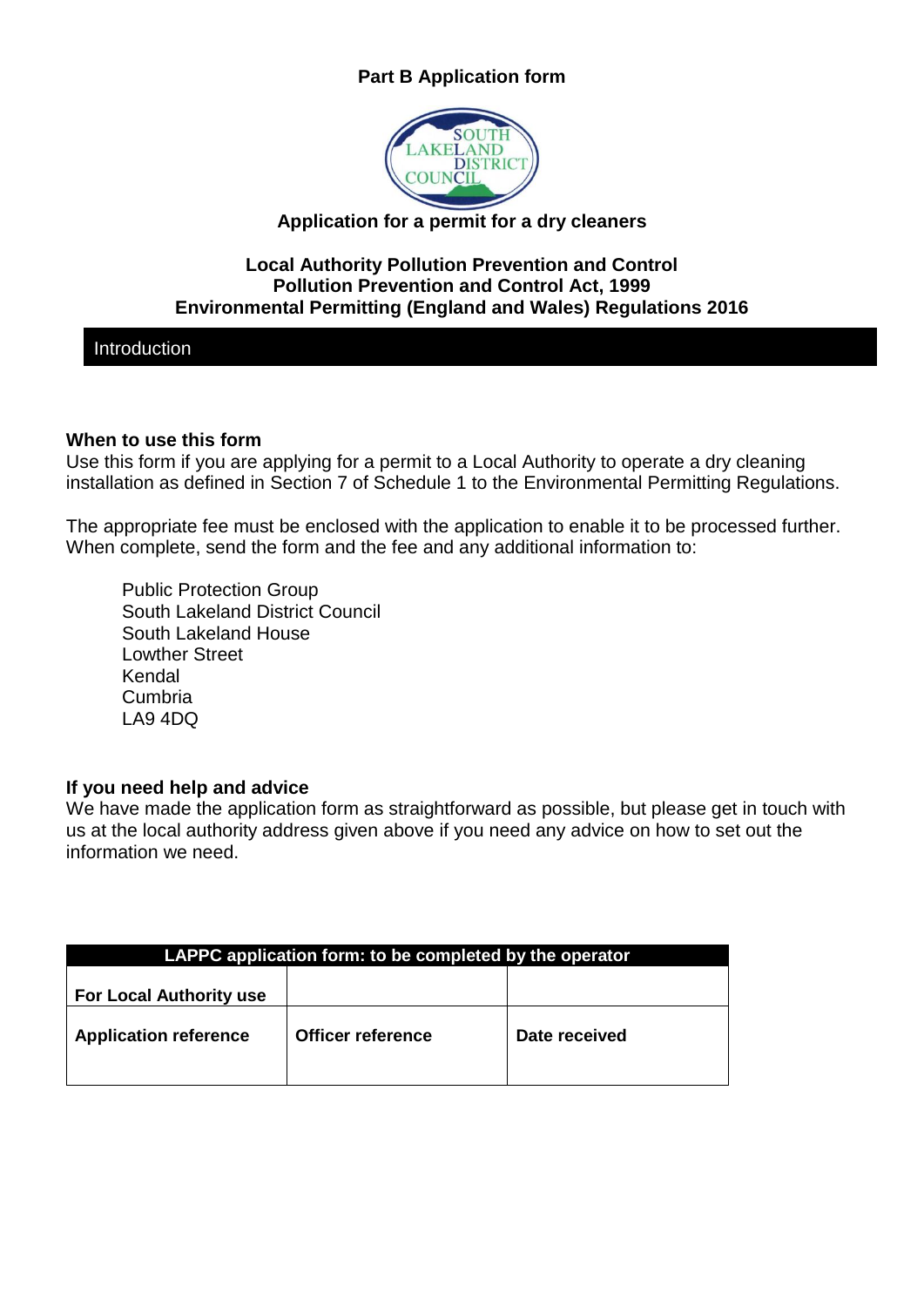**Part B Application form**

**Application for a permit for a dry cleaners**

**Local Authority Pollution Prevention and Control**
**Pollution Prevention and Control Act, 1999**
**Environmental Permitting (England and Wales) Regulations 2016**

## Introduction

### When to use this form

Use this form if you are applying for a permit to a Local Authority to operate a dry cleaning installation as defined in Section 7 of Schedule 1 to the Environmental Permitting Regulations.

The appropriate fee must be enclosed with the application to enable it to be processed further. When complete, send the form and the fee and any additional information to:

Public Protection Group
South Lakeland District Council
South Lakeland House
Lowther Street
Kendal
Cumbria
LA9 4DQ

### If you need help and advice

We have made the application form as straightforward as possible, but please get in touch with us at the local authority address given above if you need any advice on how to set out the information we need.

| LAPPC application form: to be completed by the operator | | |
|---|---|---|
| **For Local Authority use** | | |
| **Application reference** | **Officer reference** | **Date received** |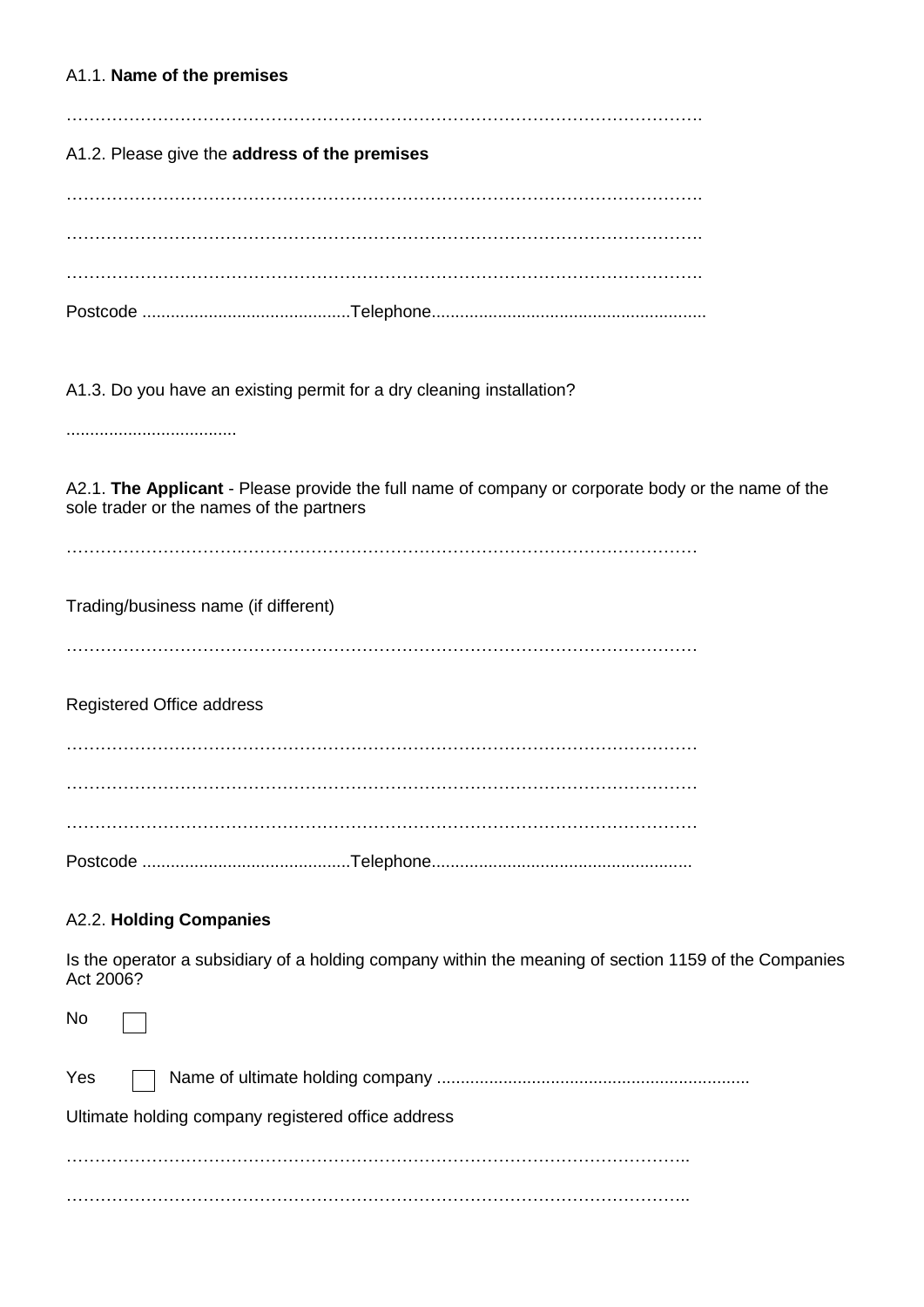A1.1. **Name of the premises**

…………………………………………………………………………………………………….

A1.2. Please give the **address of the premises**

…………………………………………………………………………………………………….

…………………………………………………………………………………………………….

…………………………………………………………………………………………………….

Postcode ............................................Telephone..........................................................

A1.3. Do you have an existing permit for a dry cleaning installation?

....................................

A2.1. **The Applicant** - Please provide the full name of company or corporate body or the name of the sole trader or the names of the partners

……………………………………………………………………………………………………

Trading/business name (if different)

……………………………………………………………………………………………………

Registered Office address

……………………………………………………………………………………………………

……………………………………………………………………………………………………

……………………………………………………………………………………………………

Postcode ............................................Telephone.......................................................

A2.2. **Holding Companies**

Is the operator a subsidiary of a holding company within the meaning of section 1159 of the Companies Act 2006?

No ☐

Yes ☐ Name of ultimate holding company ..................................................................

Ultimate holding company registered office address

…………………………………………………………………………………………………..

…………………………………………………………………………………………………..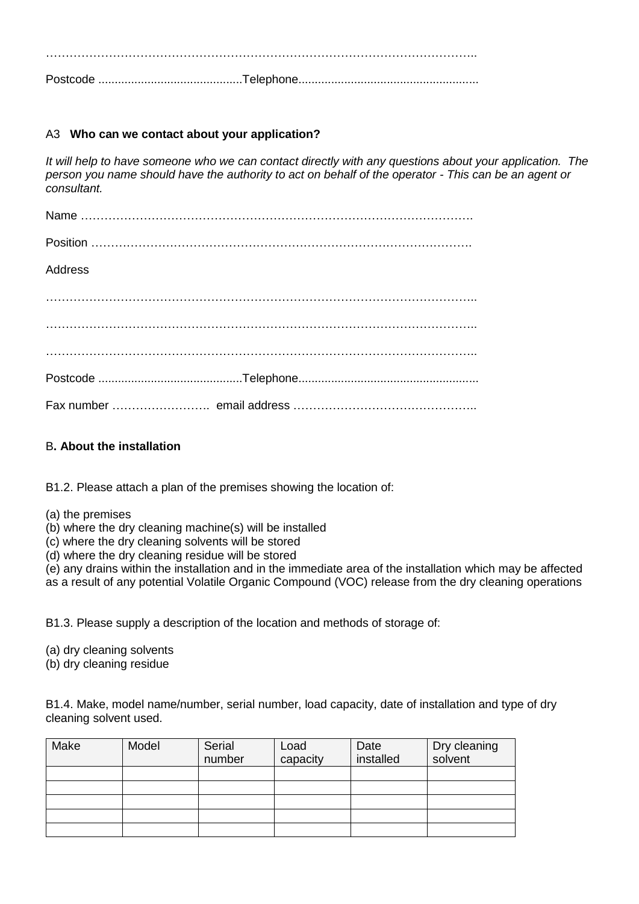………………………………………………………………………………………………..

Postcode ............................................Telephone......................................................

A3 **Who can we contact about your application?**

*It will help to have someone who we can contact directly with any questions about your application. The person you name should have the authority to act on behalf of the operator - This can be an agent or consultant.*

Name ……………………………………………………………………………………….

Position …………………………………………………………………………………….

Address

………………………………………………………………………………………………..

………………………………………………………………………………………………..

………………………………………………………………………………………………..

Postcode ............................................Telephone......................................................

Fax number ……………………. email address ………………………………………..

B**. About the installation**

B1.2. Please attach a plan of the premises showing the location of:

(a) the premises
(b) where the dry cleaning machine(s) will be installed
(c) where the dry cleaning solvents will be stored
(d) where the dry cleaning residue will be stored
(e) any drains within the installation and in the immediate area of the installation which may be affected as a result of any potential Volatile Organic Compound (VOC) release from the dry cleaning operations

B1.3. Please supply a description of the location and methods of storage of:

(a) dry cleaning solvents
(b) dry cleaning residue

B1.4. Make, model name/number, serial number, load capacity, date of installation and type of dry cleaning solvent used.

| Make | Model | Serial number | Load capacity | Date installed | Dry cleaning solvent |
|---|---|---|---|---|---|
| | | | | | |
| | | | | | |
| | | | | | |
| | | | | | |
| | | | | | |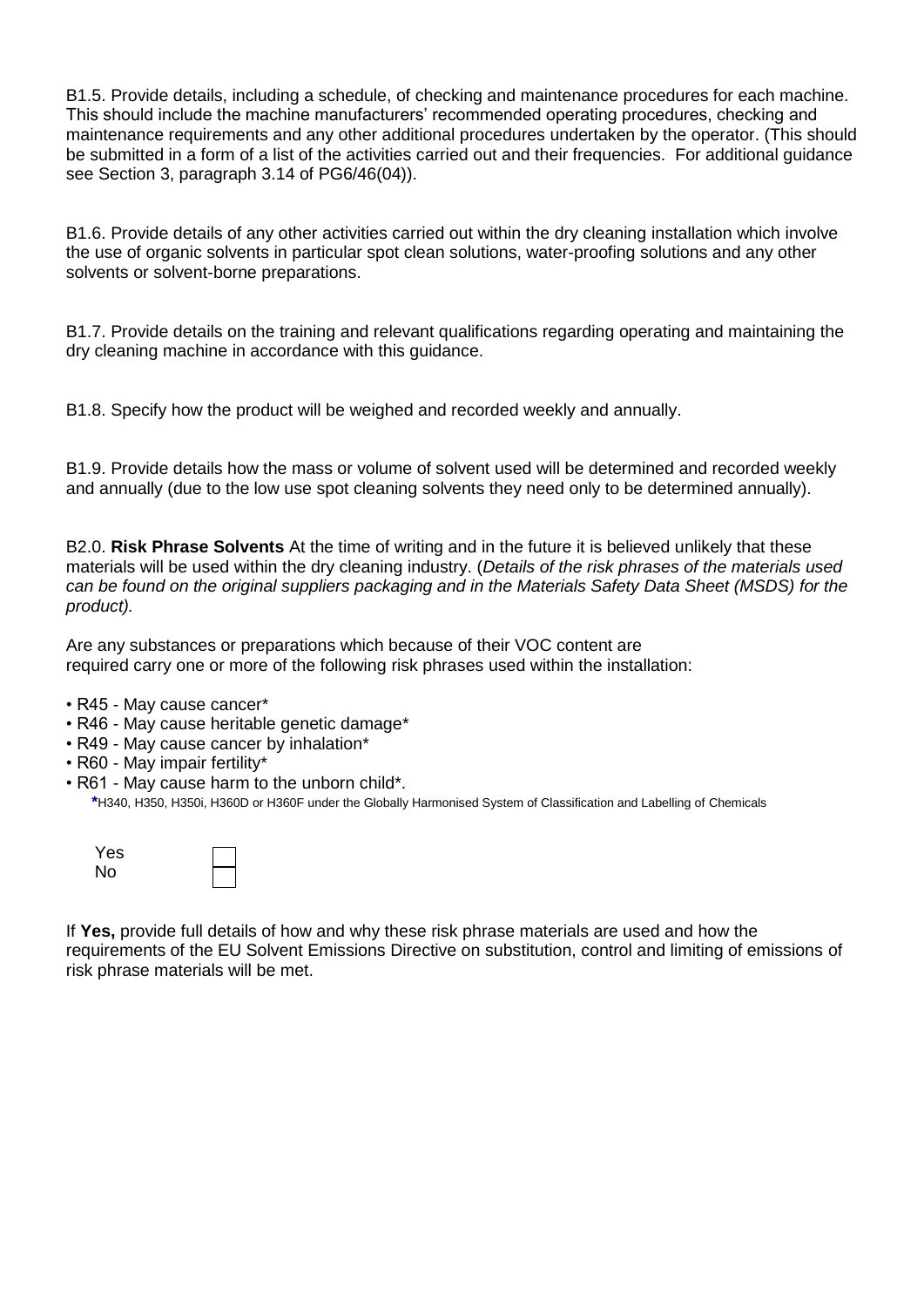B1.5. Provide details, including a schedule, of checking and maintenance procedures for each machine. This should include the machine manufacturers' recommended operating procedures, checking and maintenance requirements and any other additional procedures undertaken by the operator. (This should be submitted in a form of a list of the activities carried out and their frequencies. For additional guidance see Section 3, paragraph 3.14 of PG6/46(04)).

B1.6. Provide details of any other activities carried out within the dry cleaning installation which involve the use of organic solvents in particular spot clean solutions, water-proofing solutions and any other solvents or solvent-borne preparations.

B1.7. Provide details on the training and relevant qualifications regarding operating and maintaining the dry cleaning machine in accordance with this guidance.

B1.8. Specify how the product will be weighed and recorded weekly and annually.

B1.9. Provide details how the mass or volume of solvent used will be determined and recorded weekly and annually (due to the low use spot cleaning solvents they need only to be determined annually).

B2.0. **Risk Phrase Solvents** At the time of writing and in the future it is believed unlikely that these materials will be used within the dry cleaning industry. (*Details of the risk phrases of the materials used can be found on the original suppliers packaging and in the Materials Safety Data Sheet (MSDS) for the product).*

Are any substances or preparations which because of their VOC content are required carry one or more of the following risk phrases used within the installation:

- R45 - May cause cancer*
- R46 - May cause heritable genetic damage*
- R49 - May cause cancer by inhalation*
- R60 - May impair fertility*
- R61 - May cause harm to the unborn child*.

*H340, H350, H350i, H360D or H360F under the Globally Harmonised System of Classification and Labelling of Chemicals

Yes ☐
No ☐

If **Yes,** provide full details of how and why these risk phrase materials are used and how the requirements of the EU Solvent Emissions Directive on substitution, control and limiting of emissions of risk phrase materials will be met.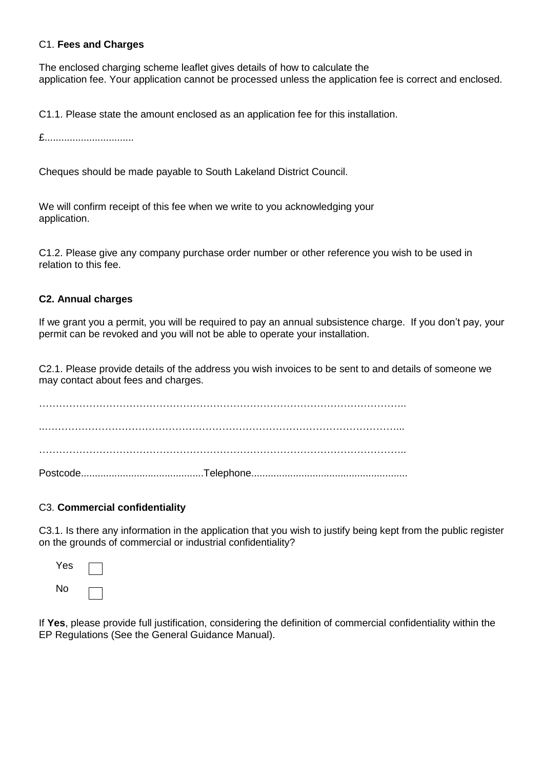## C1. **Fees and Charges**

The enclosed charging scheme leaflet gives details of how to calculate the application fee. Your application cannot be processed unless the application fee is correct and enclosed.

C1.1. Please state the amount enclosed as an application fee for this installation.

£...............................

Cheques should be made payable to South Lakeland District Council.

We will confirm receipt of this fee when we write to you acknowledging your application.

C1.2. Please give any company purchase order number or other reference you wish to be used in relation to this fee.

## **C2. Annual charges**

If we grant you a permit, you will be required to pay an annual subsistence charge. If you don't pay, your permit can be revoked and you will not be able to operate your installation.

C2.1. Please provide details of the address you wish invoices to be sent to and details of someone we may contact about fees and charges.

…………………………………………………………………………………………………..

..…………………………………………………………………………………………………...

…………………………………………………………………………………………………..

Postcode...........................................Telephone.......................................................

## C3. **Commercial confidentiality**

C3.1. Is there any information in the application that you wish to justify being kept from the public register on the grounds of commercial or industrial confidentiality?

Yes ☐

No ☐

If **Yes**, please provide full justification, considering the definition of commercial confidentiality within the EP Regulations (See the General Guidance Manual).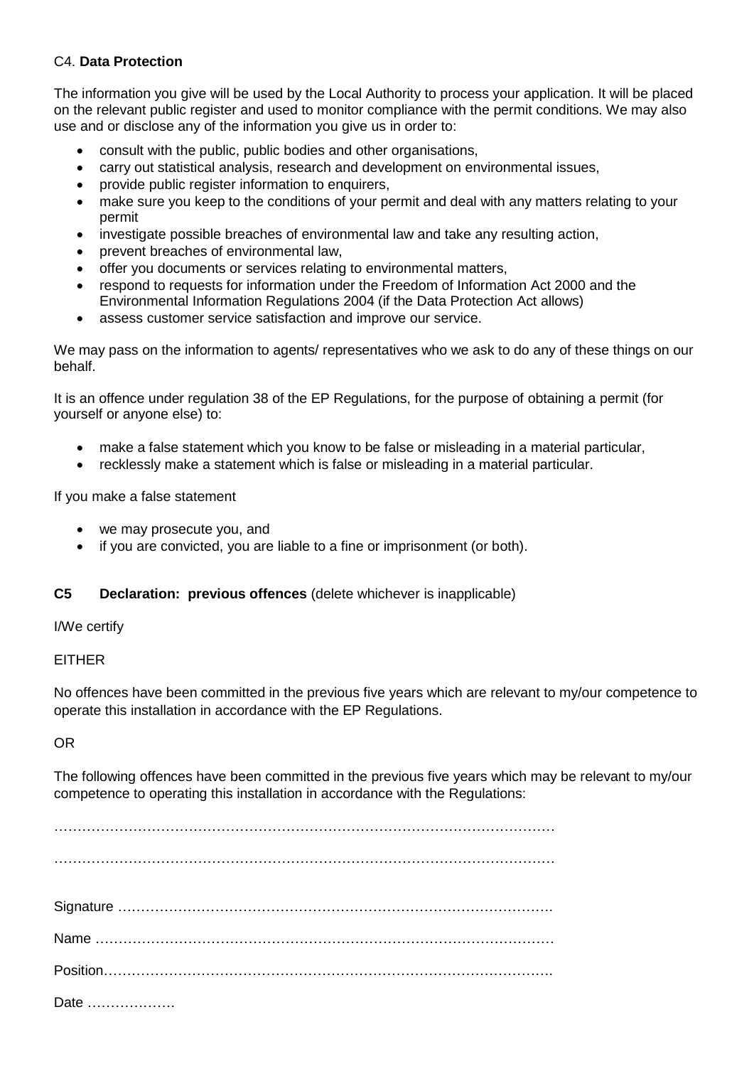C4. **Data Protection**

The information you give will be used by the Local Authority to process your application. It will be placed on the relevant public register and used to monitor compliance with the permit conditions. We may also use and or disclose any of the information you give us in order to:

- consult with the public, public bodies and other organisations,
- carry out statistical analysis, research and development on environmental issues,
- provide public register information to enquirers,
- make sure you keep to the conditions of your permit and deal with any matters relating to your permit
- investigate possible breaches of environmental law and take any resulting action,
- prevent breaches of environmental law,
- offer you documents or services relating to environmental matters,
- respond to requests for information under the Freedom of Information Act 2000 and the Environmental Information Regulations 2004 (if the Data Protection Act allows)
- assess customer service satisfaction and improve our service.

We may pass on the information to agents/ representatives who we ask to do any of these things on our behalf.

It is an offence under regulation 38 of the EP Regulations, for the purpose of obtaining a permit (for yourself or anyone else) to:

- make a false statement which you know to be false or misleading in a material particular,
- recklessly make a statement which is false or misleading in a material particular.

If you make a false statement

- we may prosecute you, and
- if you are convicted, you are liable to a fine or imprisonment (or both).

**C5 Declaration: previous offences** (delete whichever is inapplicable)

I/We certify

EITHER

No offences have been committed in the previous five years which are relevant to my/our competence to operate this installation in accordance with the EP Regulations.

OR

The following offences have been committed in the previous five years which may be relevant to my/our competence to operating this installation in accordance with the Regulations:

…………………………………………………………………………………………………

…………………………………………………………………………………………………

Signature ……………………………………………………………………………….

Name …………………………………………………………………………………….

Position………………………………………………………………………………….

Date ……………….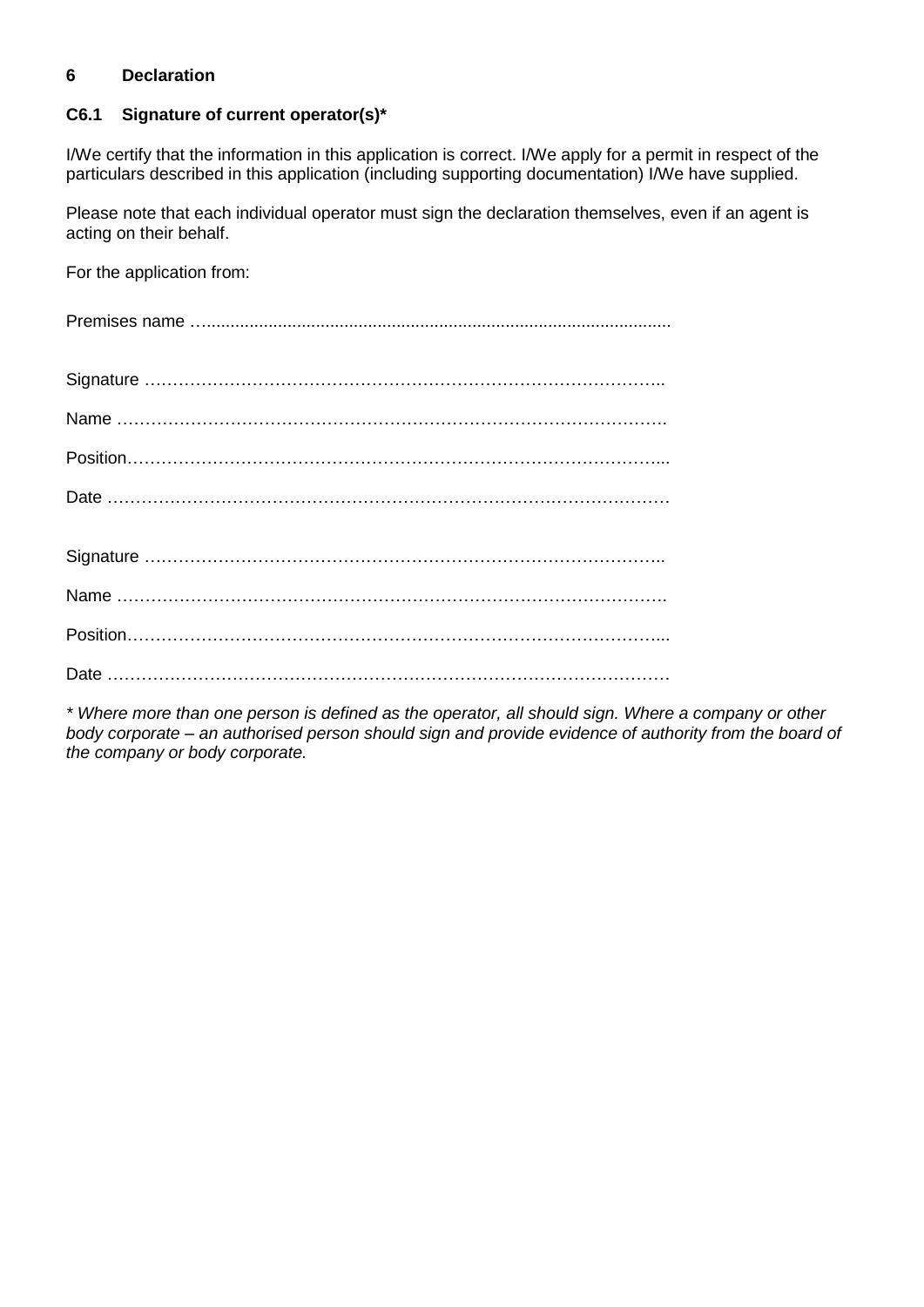## 6 Declaration

### C6.1 Signature of current operator(s)*

I/We certify that the information in this application is correct. I/We apply for a permit in respect of the particulars described in this application (including supporting documentation) I/We have supplied.

Please note that each individual operator must sign the declaration themselves, even if an agent is acting on their behalf.

For the application from:

Premises name …..................................................................................................

Signature ……………………………………………………………………………..

Name ………………………………………………………………………………….

Position………………………………………………………………………………...

Date ……………………………………………………………………………………

Signature ……………………………………………………………………………..

Name ………………………………………………………………………………….

Position………………………………………………………………………………...

Date ……………………………………………………………………………………

*\* Where more than one person is defined as the operator, all should sign. Where a company or other body corporate – an authorised person should sign and provide evidence of authority from the board of the company or body corporate.*